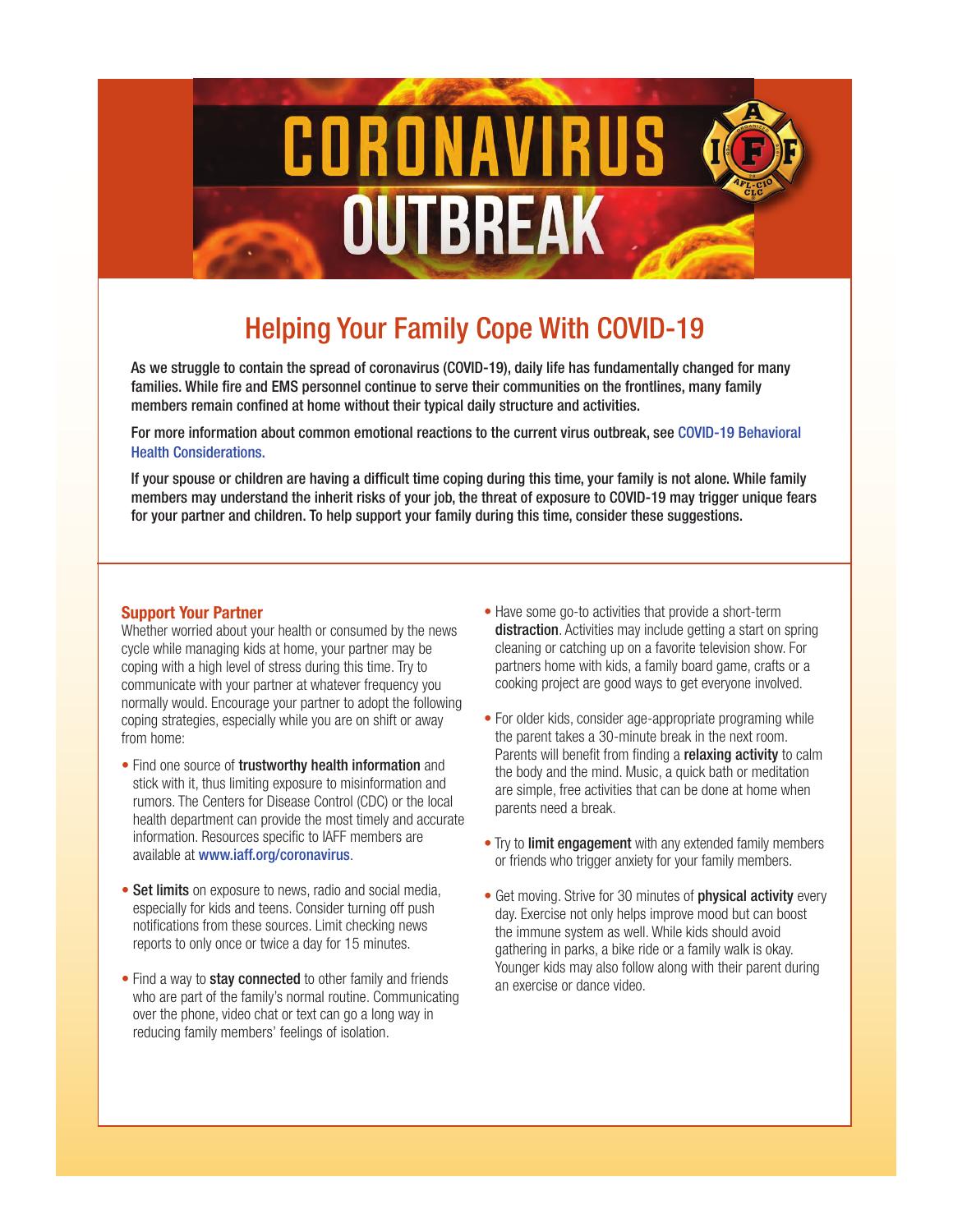# CORONAVIRUS OUTBREAK

## Helping Your Family Cope With COVID-19

As we struggle to contain the spread of coronavirus (COVID-19), daily life has fundamentally changed for many families. While fire and EMS personnel continue to serve their communities on the frontlines, many family members remain confined at home without their typical daily structure and activities.

For more information about common emotional reactions to the current virus outbreak, see COVID-19 Behavioral Health Considerations.

If your spouse or children are having a difficult time coping during this time, your family is not alone. While family members may understand the inherit risks of your job, the threat of exposure to COVID-19 may trigger unique fears for your partner and children. To help support your family during this time, consider these suggestions.

### Support Your Partner

Whether worried about your health or consumed by the news cycle while managing kids at home, your partner may be coping with a high level of stress during this time. Try to communicate with your partner at whatever frequency you normally would. Encourage your partner to adopt the following coping strategies, especially while you are on shift or away from home:

- Find one source of **trustworthy health information** and stick with it, thus limiting exposure to misinformation and rumors. The Centers for Disease Control (CDC) or the local health department can provide the most timely and accurate information. Resources specific to IAFF members are available at www.iaff.org/coronavirus.
- **Set limits** on exposure to news, radio and social media, especially for kids and teens. Consider turning off push notifications from these sources. Limit checking news reports to only once or twice a day for 15 minutes.
- Find a way to **stay connected** to other family and friends who are part of the family's normal routine. Communicating over the phone, video chat or text can go a long way in reducing family members' feelings of isolation.
- Have some go-to activities that provide a short-term **distraction**. Activities may include getting a start on spring cleaning or catching up on a favorite television show. For partners home with kids, a family board game, crafts or a cooking project are good ways to get everyone involved.
- For older kids, consider age-appropriate programing while the parent takes a 30-minute break in the next room. Parents will benefit from finding a **relaxing activity** to calm the body and the mind. Music, a quick bath or meditation are simple, free activities that can be done at home when parents need a break.
- Try to **limit engagement** with any extended family members or friends who trigger anxiety for your family members.
- Get moving. Strive for 30 minutes of **physical activity** every day. Exercise not only helps improve mood but can boost the immune system as well. While kids should avoid gathering in parks, a bike ride or a family walk is okay. Younger kids may also follow along with their parent during an exercise or dance video.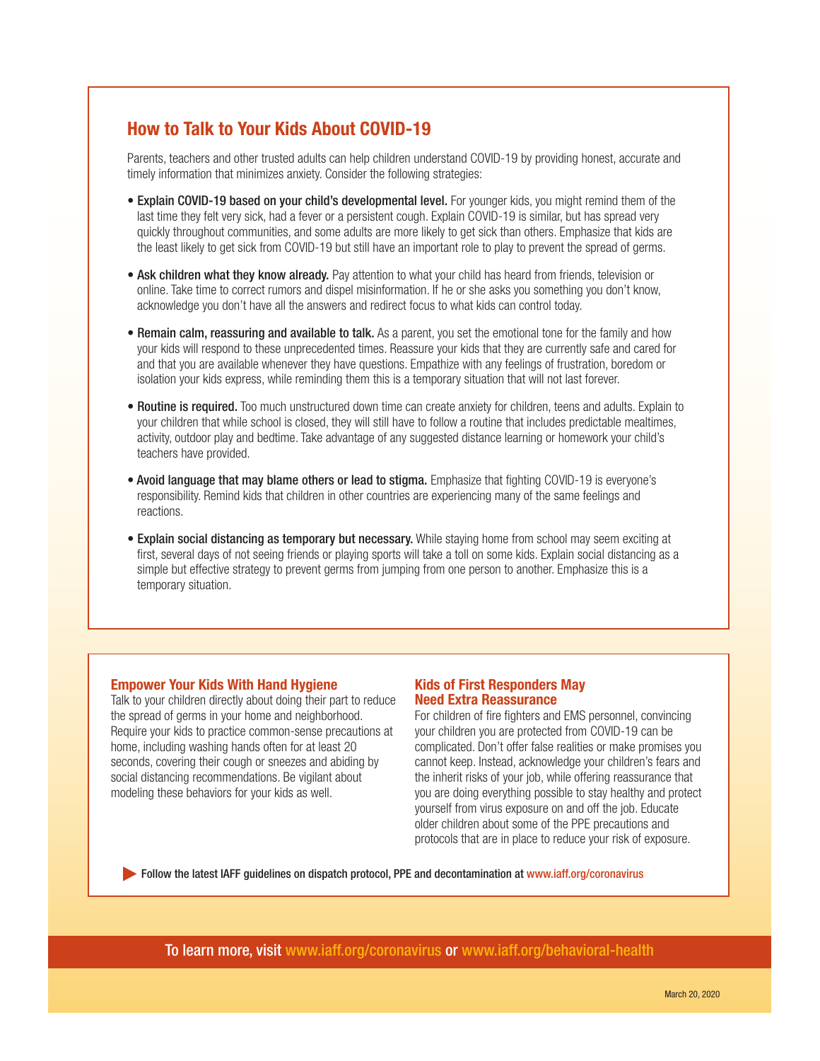## How to Talk to Your Kids About COVID-19

Parents, teachers and other trusted adults can help children understand COVID-19 by providing honest, accurate and timely information that minimizes anxiety. Consider the following strategies:

- **Explain COVID-19 based on your child's developmental level.** For younger kids, you might remind them of the last time they felt very sick, had a fever or a persistent cough. Explain COVID-19 is similar, but has spread very quickly throughout communities, and some adults are more likely to get sick than others. Emphasize that kids are the least likely to get sick from COVID-19 but still have an important role to play to prevent the spread of germs.

- **Ask children what they know already.** Pay attention to what your child has heard from friends, television or online. Take time to correct rumors and dispel misinformation. If he or she asks you something you don't know, acknowledge you don't have all the answers and redirect focus to what kids can control today.

- **Remain calm, reassuring and available to talk.** As a parent, you set the emotional tone for the family and how your kids will respond to these unprecedented times. Reassure your kids that they are currently safe and cared for and that you are available whenever they have questions. Empathize with any feelings of frustration, boredom or isolation your kids express, while reminding them this is a temporary situation that will not last forever.

- **Routine is required.** Too much unstructured down time can create anxiety for children, teens and adults. Explain to your children that while school is closed, they will still have to follow a routine that includes predictable mealtimes, activity, outdoor play and bedtime. Take advantage of any suggested distance learning or homework your child's teachers have provided.

- **Avoid language that may blame others or lead to stigma.** Emphasize that fighting COVID-19 is everyone's responsibility. Remind kids that children in other countries are experiencing many of the same feelings and reactions.

- **Explain social distancing as temporary but necessary.** While staying home from school may seem exciting at first, several days of not seeing friends or playing sports will take a toll on some kids. Explain social distancing as a simple but effective strategy to prevent germs from jumping from one person to another. Emphasize this is a temporary situation.

### Empower Your Kids With Hand Hygiene

Talk to your children directly about doing their part to reduce the spread of germs in your home and neighborhood. Require your kids to practice common-sense precautions at home, including washing hands often for at least 20 seconds, covering their cough or sneezes and abiding by social distancing recommendations. Be vigilant about modeling these behaviors for your kids as well.

### Kids of First Responders May Need Extra Reassurance

For children of fire fighters and EMS personnel, convincing your children you are protected from COVID-19 can be complicated. Don't offer false realities or make promises you cannot keep. Instead, acknowledge your children's fears and the inherit risks of your job, while offering reassurance that you are doing everything possible to stay healthy and protect yourself from virus exposure on and off the job. Educate older children about some of the PPE precautions and protocols that are in place to reduce your risk of exposure.

▶ Follow the latest IAFF guidelines on dispatch protocol, PPE and decontamination at www.iaff.org/coronavirus

**To learn more, visit www.iaff.org/coronavirus or www.iaff.org/behavioral-health**

March 20, 2020